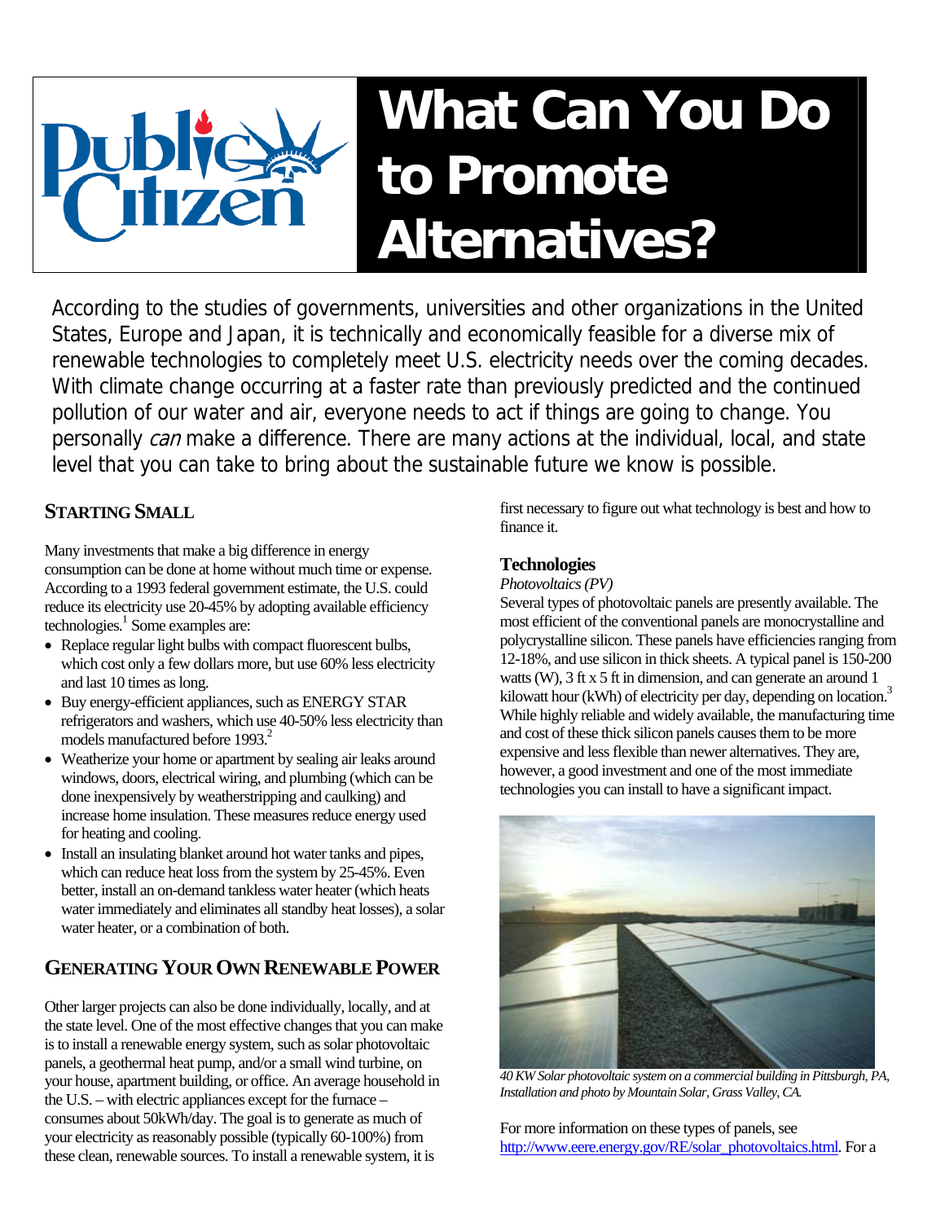# What Can You Do to Promote Alternatives?

According to the studies of governments, universities and other organizations in the United States, Europe and Japan, it is technically and economically feasible for a diverse mix of renewable technologies to completely meet U.S. electricity needs over the coming decades. With climate change occurring at a faster rate than previously predicted and the continued pollution of our water and air, everyone needs to act if things are going to change. You personally *can* make a difference. There are many actions at the individual, local, and state level that you can take to bring about the sustainable future we know is possible.

## STARTING SMALL

Many investments that make a big difference in energy consumption can be done at home without much time or expense. According to a 1993 federal government estimate, the U.S. could reduce its electricity use 20-45% by adopting available efficiency technologies.[1] Some examples are:

- Replace regular light bulbs with compact fluorescent bulbs, which cost only a few dollars more, but use 60% less electricity and last 10 times as long.
- Buy energy-efficient appliances, such as ENERGY STAR refrigerators and washers, which use 40-50% less electricity than models manufactured before 1993.[2]
- Weatherize your home or apartment by sealing air leaks around windows, doors, electrical wiring, and plumbing (which can be done inexpensively by weatherstripping and caulking) and increase home insulation. These measures reduce energy used for heating and cooling.
- Install an insulating blanket around hot water tanks and pipes, which can reduce heat loss from the system by 25-45%. Even better, install an on-demand tankless water heater (which heats water immediately and eliminates all standby heat losses), a solar water heater, or a combination of both.

## GENERATING YOUR OWN RENEWABLE POWER

Other larger projects can also be done individually, locally, and at the state level. One of the most effective changes that you can make is to install a renewable energy system, such as solar photovoltaic panels, a geothermal heat pump, and/or a small wind turbine, on your house, apartment building, or office. An average household in the U.S. – with electric appliances except for the furnace – consumes about 50kWh/day. The goal is to generate as much of your electricity as reasonably possible (typically 60-100%) from these clean, renewable sources. To install a renewable system, it is first necessary to figure out what technology is best and how to finance it.

### Technologies

*Photovoltaics (PV)*

Several types of photovoltaic panels are presently available. The most efficient of the conventional panels are monocrystalline and polycrystalline silicon. These panels have efficiencies ranging from 12-18%, and use silicon in thick sheets. A typical panel is 150-200 watts (W), 3 ft x 5 ft in dimension, and can generate an around 1 kilowatt hour (kWh) of electricity per day, depending on location.[3] While highly reliable and widely available, the manufacturing time and cost of these thick silicon panels causes them to be more expensive and less flexible than newer alternatives. They are, however, a good investment and one of the most immediate technologies you can install to have a significant impact.

*40 KW Solar photovoltaic system on a commercial building in Pittsburgh, PA, Installation and photo by Mountain Solar, Grass Valley, CA.*

For more information on these types of panels, see http://www.eere.energy.gov/RE/solar_photovoltaics.html. For a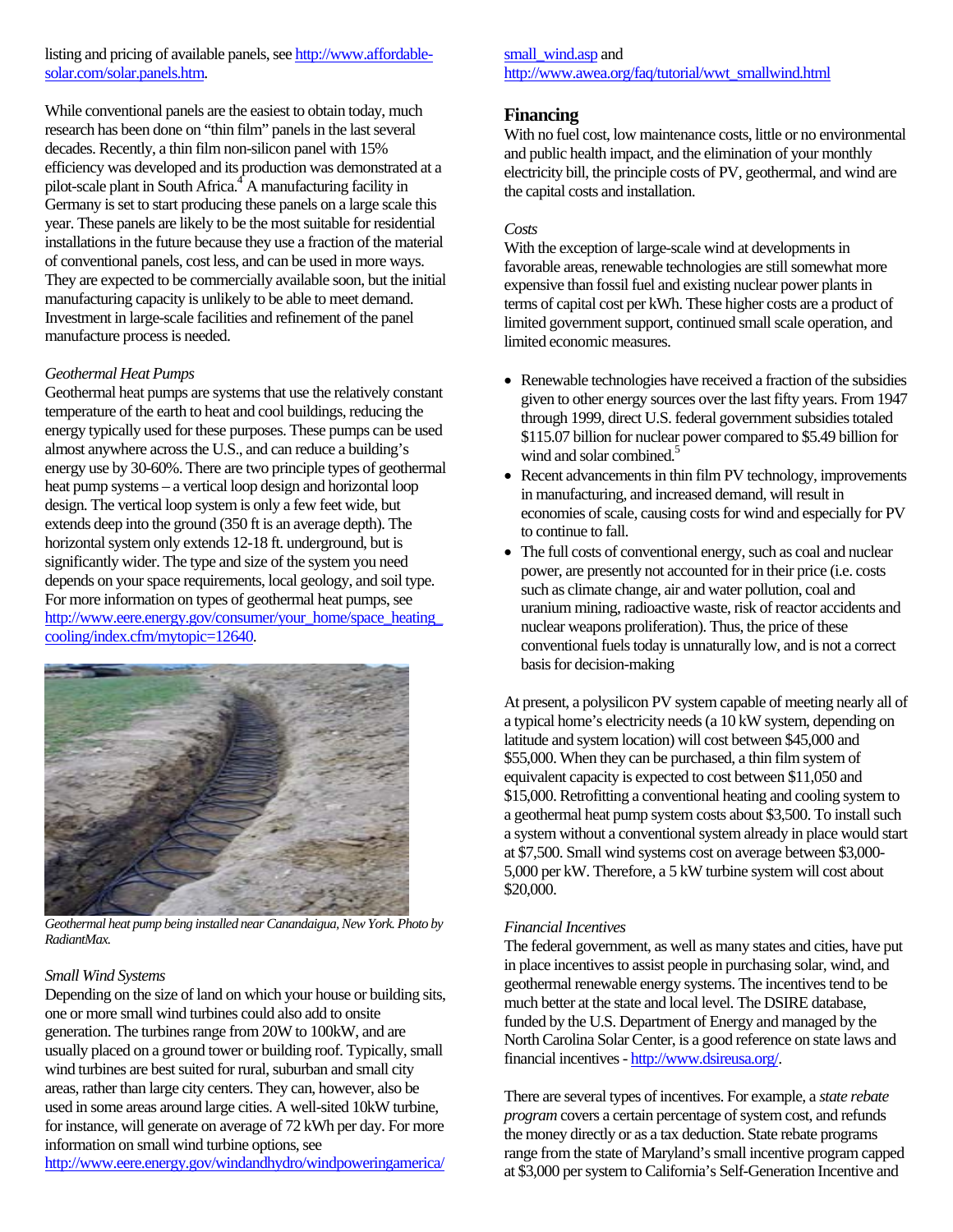listing and pricing of available panels, see http://www.affordable-solar.com/solar.panels.htm.

While conventional panels are the easiest to obtain today, much research has been done on "thin film" panels in the last several decades. Recently, a thin film non-silicon panel with 15% efficiency was developed and its production was demonstrated at a pilot-scale plant in South Africa.[4] A manufacturing facility in Germany is set to start producing these panels on a large scale this year. These panels are likely to be the most suitable for residential installations in the future because they use a fraction of the material of conventional panels, cost less, and can be used in more ways. They are expected to be commercially available soon, but the initial manufacturing capacity is unlikely to be able to meet demand. Investment in large-scale facilities and refinement of the panel manufacture process is needed.

*Geothermal Heat Pumps*

Geothermal heat pumps are systems that use the relatively constant temperature of the earth to heat and cool buildings, reducing the energy typically used for these purposes. These pumps can be used almost anywhere across the U.S., and can reduce a building's energy use by 30-60%. There are two principle types of geothermal heat pump systems – a vertical loop design and horizontal loop design. The vertical loop system is only a few feet wide, but extends deep into the ground (350 ft is an average depth). The horizontal system only extends 12-18 ft. underground, but is significantly wider. The type and size of the system you need depends on your space requirements, local geology, and soil type. For more information on types of geothermal heat pumps, see http://www.eere.energy.gov/consumer/your_home/space_heating_cooling/index.cfm/mytopic=12640.

*Geothermal heat pump being installed near Canandaigua, New York. Photo by RadiantMax.*

*Small Wind Systems*

Depending on the size of land on which your house or building sits, one or more small wind turbines could also add to onsite generation. The turbines range from 20W to 100kW, and are usually placed on a ground tower or building roof. Typically, small wind turbines are best suited for rural, suburban and small city areas, rather than large city centers. They can, however, also be used in some areas around large cities. A well-sited 10kW turbine, for instance, will generate on average of 72 kWh per day. For more information on small wind turbine options, see http://www.eere.energy.gov/windandhydro/windpoweringamerica/small_wind.asp and http://www.awea.org/faq/tutorial/wwt_smallwind.html

## Financing

With no fuel cost, low maintenance costs, little or no environmental and public health impact, and the elimination of your monthly electricity bill, the principle costs of PV, geothermal, and wind are the capital costs and installation.

*Costs*

With the exception of large-scale wind at developments in favorable areas, renewable technologies are still somewhat more expensive than fossil fuel and existing nuclear power plants in terms of capital cost per kWh. These higher costs are a product of limited government support, continued small scale operation, and limited economic measures.

- Renewable technologies have received a fraction of the subsidies given to other energy sources over the last fifty years. From 1947 through 1999, direct U.S. federal government subsidies totaled $115.07 billion for nuclear power compared to $5.49 billion for wind and solar combined.[5]
- Recent advancements in thin film PV technology, improvements in manufacturing, and increased demand, will result in economies of scale, causing costs for wind and especially for PV to continue to fall.
- The full costs of conventional energy, such as coal and nuclear power, are presently not accounted for in their price (i.e. costs such as climate change, air and water pollution, coal and uranium mining, radioactive waste, risk of reactor accidents and nuclear weapons proliferation). Thus, the price of these conventional fuels today is unnaturally low, and is not a correct basis for decision-making

At present, a polysilicon PV system capable of meeting nearly all of a typical home's electricity needs (a 10 kW system, depending on latitude and system location) will cost between $45,000 and $55,000. When they can be purchased, a thin film system of equivalent capacity is expected to cost between $11,050 and $15,000. Retrofitting a conventional heating and cooling system to a geothermal heat pump system costs about $3,500. To install such a system without a conventional system already in place would start at $7,500. Small wind systems cost on average between $3,000-5,000 per kW. Therefore, a 5 kW turbine system will cost about $20,000.

*Financial Incentives*

The federal government, as well as many states and cities, have put in place incentives to assist people in purchasing solar, wind, and geothermal renewable energy systems. The incentives tend to be much better at the state and local level. The DSIRE database, funded by the U.S. Department of Energy and managed by the North Carolina Solar Center, is a good reference on state laws and financial incentives - http://www.dsireusa.org/.

There are several types of incentives. For example, a *state rebate program* covers a certain percentage of system cost, and refunds the money directly or as a tax deduction. State rebate programs range from the state of Maryland's small incentive program capped at $3,000 per system to California's Self-Generation Incentive and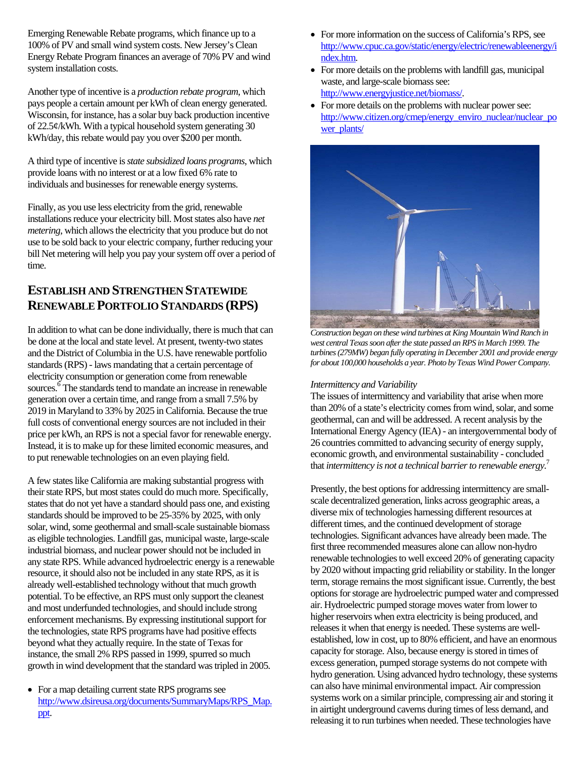Emerging Renewable Rebate programs, which finance up to a 100% of PV and small wind system costs. New Jersey's Clean Energy Rebate Program finances an average of 70% PV and wind system installation costs.

Another type of incentive is a *production rebate program*, which pays people a certain amount per kWh of clean energy generated. Wisconsin, for instance, has a solar buy back production incentive of 22.5¢/kWh. With a typical household system generating 30 kWh/day, this rebate would pay you over $200 per month.

A third type of incentive is *state subsidized loans programs*, which provide loans with no interest or at a low fixed 6% rate to individuals and businesses for renewable energy systems.

Finally, as you use less electricity from the grid, renewable installations reduce your electricity bill. Most states also have *net metering*, which allows the electricity that you produce but do not use to be sold back to your electric company, further reducing your bill Net metering will help you pay your system off over a period of time.

## ESTABLISH AND STRENGTHEN STATEWIDE RENEWABLE PORTFOLIO STANDARDS (RPS)

In addition to what can be done individually, there is much that can be done at the local and state level. At present, twenty-two states and the District of Columbia in the U.S. have renewable portfolio standards (RPS) - laws mandating that a certain percentage of electricity consumption or generation come from renewable sources.[6] The standards tend to mandate an increase in renewable generation over a certain time, and range from a small 7.5% by 2019 in Maryland to 33% by 2025 in California. Because the true full costs of conventional energy sources are not included in their price per kWh, an RPS is not a special favor for renewable energy. Instead, it is to make up for these limited economic measures, and to put renewable technologies on an even playing field.

A few states like California are making substantial progress with their state RPS, but most states could do much more. Specifically, states that do not yet have a standard should pass one, and existing standards should be improved to be 25-35% by 2025, with only solar, wind, some geothermal and small-scale sustainable biomass as eligible technologies. Landfill gas, municipal waste, large-scale industrial biomass, and nuclear power should not be included in any state RPS. While advanced hydroelectric energy is a renewable resource, it should also not be included in any state RPS, as it is already well-established technology without that much growth potential. To be effective, an RPS must only support the cleanest and most underfunded technologies, and should include strong enforcement mechanisms. By expressing institutional support for the technologies, state RPS programs have had positive effects beyond what they actually require. In the state of Texas for instance, the small 2% RPS passed in 1999, spurred so much growth in wind development that the standard was tripled in 2005.

- For a map detailing current state RPS programs see http://www.dsireusa.org/documents/SummaryMaps/RPS_Map.ppt.
- For more information on the success of California's RPS, see http://www.cpuc.ca.gov/static/energy/electric/renewableenergy/index.htm.
- For more details on the problems with landfill gas, municipal waste, and large-scale biomass see: http://www.energyjustice.net/biomass/.
- For more details on the problems with nuclear power see: http://www.citizen.org/cmep/energy_enviro_nuclear/nuclear_power_plants/

*Construction began on these wind turbines at King Mountain Wind Ranch in west central Texas soon after the state passed an RPS in March 1999. The turbines (279MW) began fully operating in December 2001 and provide energy for about 100,000 households a year. Photo by Texas Wind Power Company.*

*Intermittency and Variability*

The issues of intermittency and variability that arise when more than 20% of a state's electricity comes from wind, solar, and some geothermal, can and will be addressed. A recent analysis by the International Energy Agency (IEA) - an intergovernmental body of 26 countries committed to advancing security of energy supply, economic growth, and environmental sustainability - concluded that *intermittency is not a technical barrier to renewable energy.*[7]

Presently, the best options for addressing intermittency are small-scale decentralized generation, links across geographic areas, a diverse mix of technologies harnessing different resources at different times, and the continued development of storage technologies. Significant advances have already been made. The first three recommended measures alone can allow non-hydro renewable technologies to well exceed 20% of generating capacity by 2020 without impacting grid reliability or stability. In the longer term, storage remains the most significant issue. Currently, the best options for storage are hydroelectric pumped water and compressed air. Hydroelectric pumped storage moves water from lower to higher reservoirs when extra electricity is being produced, and releases it when that energy is needed. These systems are well-established, low in cost, up to 80% efficient, and have an enormous capacity for storage. Also, because energy is stored in times of excess generation, pumped storage systems do not compete with hydro generation. Using advanced hydro technology, these systems can also have minimal environmental impact. Air compression systems work on a similar principle, compressing air and storing it in airtight underground caverns during times of less demand, and releasing it to run turbines when needed. These technologies have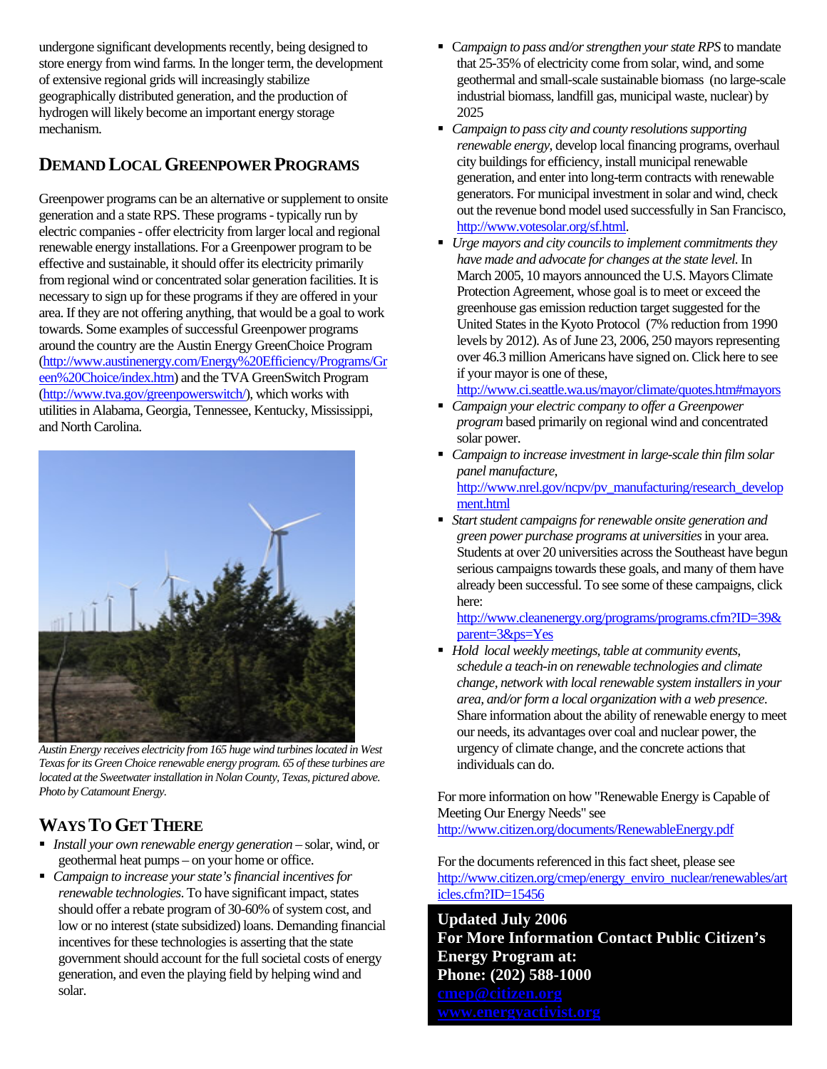undergone significant developments recently, being designed to store energy from wind farms. In the longer term, the development of extensive regional grids will increasingly stabilize geographically distributed generation, and the production of hydrogen will likely become an important energy storage mechanism.

## DEMAND LOCAL GREENPOWER PROGRAMS

Greenpower programs can be an alternative or supplement to onsite generation and a state RPS. These programs - typically run by electric companies - offer electricity from larger local and regional renewable energy installations. For a Greenpower program to be effective and sustainable, it should offer its electricity primarily from regional wind or concentrated solar generation facilities. It is necessary to sign up for these programs if they are offered in your area. If they are not offering anything, that would be a goal to work towards. Some examples of successful Greenpower programs around the country are the Austin Energy GreenChoice Program (http://www.austinenergy.com/Energy%20Efficiency/Programs/Green%20Choice/index.htm) and the TVA GreenSwitch Program (http://www.tva.gov/greenpowerswitch/), which works with utilities in Alabama, Georgia, Tennessee, Kentucky, Mississippi, and North Carolina.

*Austin Energy receives electricity from 165 huge wind turbines located in West Texas for its Green Choice renewable energy program. 65 of these turbines are located at the Sweetwater installation in Nolan County, Texas, pictured above. Photo by Catamount Energy.*

## WAYS TO GET THERE

- *Install your own renewable energy generation* – solar, wind, or geothermal heat pumps – on your home or office.
- *Campaign to increase your state's financial incentives for renewable technologies*. To have significant impact, states should offer a rebate program of 30-60% of system cost, and low or no interest (state subsidized) loans. Demanding financial incentives for these technologies is asserting that the state government should account for the full societal costs of energy generation, and even the playing field by helping wind and solar.
- C*ampaign to pass and/or strengthen your state RPS* to mandate that 25-35% of electricity come from solar, wind, and some geothermal and small-scale sustainable biomass (no large-scale industrial biomass, landfill gas, municipal waste, nuclear) by 2025
- *Campaign to pass city and county resolutions supporting renewable energy*, develop local financing programs, overhaul city buildings for efficiency, install municipal renewable generation, and enter into long-term contracts with renewable generators. For municipal investment in solar and wind, check out the revenue bond model used successfully in San Francisco, http://www.votesolar.org/sf.html.
- *Urge mayors and city councils to implement commitments they have made and advocate for changes at the state level*. In March 2005, 10 mayors announced the U.S. Mayors Climate Protection Agreement, whose goal is to meet or exceed the greenhouse gas emission reduction target suggested for the United States in the Kyoto Protocol (7% reduction from 1990 levels by 2012). As of June 23, 2006, 250 mayors representing over 46.3 million Americans have signed on. Click here to see if your mayor is one of these, http://www.ci.seattle.wa.us/mayor/climate/quotes.htm#mayors
- *Campaign your electric company to offer a Greenpower program* based primarily on regional wind and concentrated solar power.
- *Campaign to increase investment in large-scale thin film solar panel manufacture*, http://www.nrel.gov/ncpv/pv_manufacturing/research_development.html
- *Start student campaigns for renewable onsite generation and green power purchase programs at universities* in your area. Students at over 20 universities across the Southeast have begun serious campaigns towards these goals, and many of them have already been successful. To see some of these campaigns, click here: http://www.cleanenergy.org/programs/programs.cfm?ID=39&parent=3&ps=Yes
- *Hold local weekly meetings, table at community events, schedule a teach-in on renewable technologies and climate change, network with local renewable system installers in your area, and/or form a local organization with a web presence*. Share information about the ability of renewable energy to meet our needs, its advantages over coal and nuclear power, the urgency of climate change, and the concrete actions that individuals can do.

For more information on how "Renewable Energy is Capable of Meeting Our Energy Needs" see http://www.citizen.org/documents/RenewableEnergy.pdf

For the documents referenced in this fact sheet, please see http://www.citizen.org/cmep/energy_enviro_nuclear/renewables/articles.cfm?ID=15456

**Updated July 2006**
**For More Information Contact Public Citizen's Energy Program at:**
**Phone: (202) 588-1000**
**cmep@citizen.org**
**www.energyactivist.org**